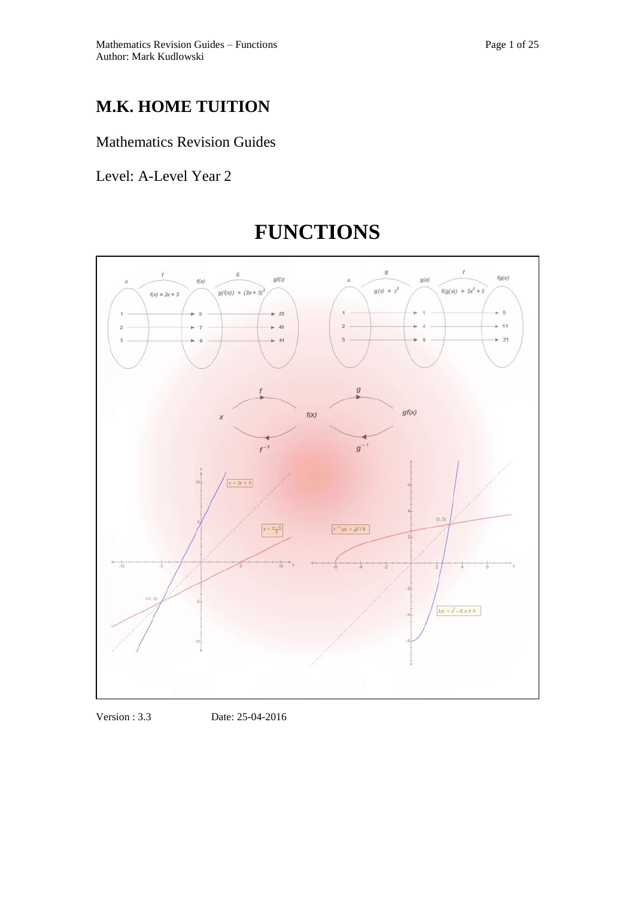# M.K. HOME TUITION

Mathematics Revision Guides

Level: A-Level Year 2

# FUNCTIONS

Version : 3.3 Date: 25-04-2016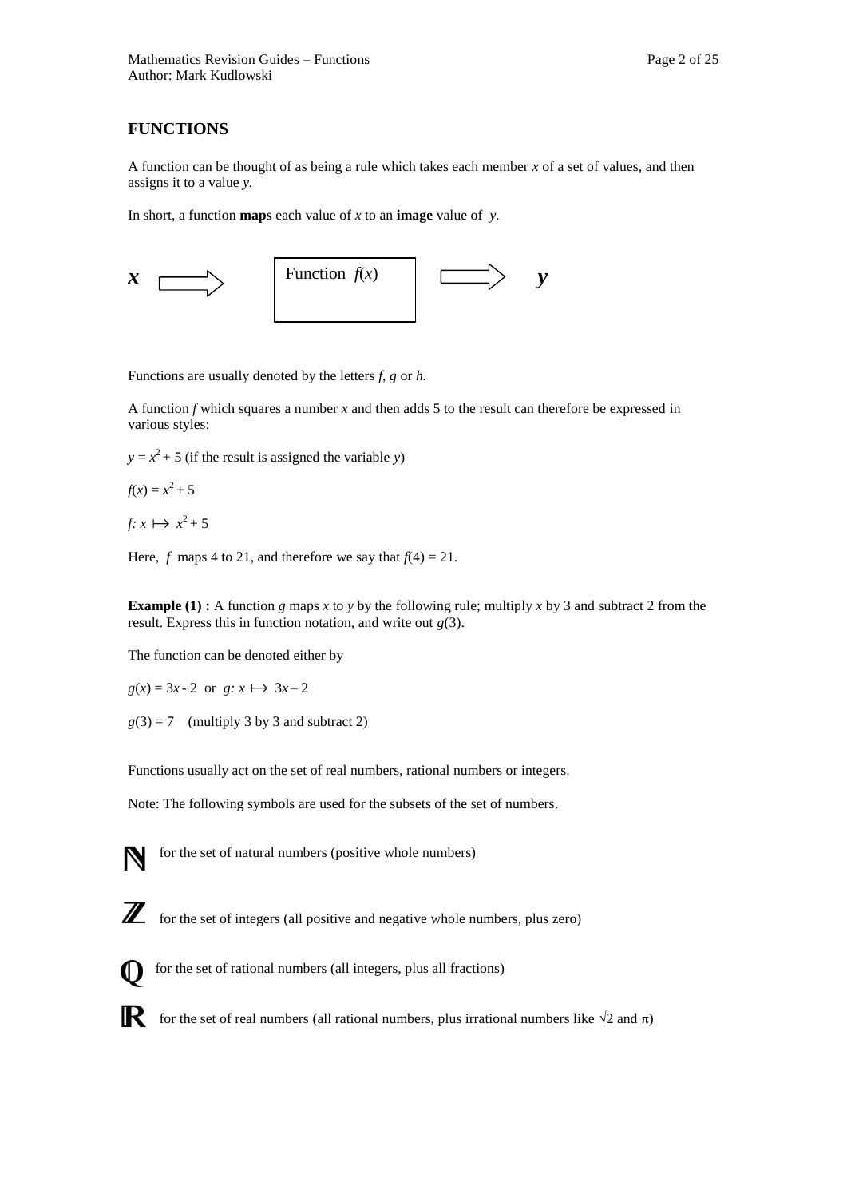## FUNCTIONS

A function can be thought of as being a rule which takes each member *x* of a set of values, and then assigns it to a value *y.*

In short, a function **maps** each value of *x* to an **image** value of *y*.

$x \Rightarrow$ Function $f(x)$ $\Rightarrow y$

Functions are usually denoted by the letters *f*, *g* or *h.*

A function *f* which squares a number *x* and then adds 5 to the result can therefore be expressed in various styles:

$y = x^2 + 5$ (if the result is assigned the variable *y*)

$f(x) = x^2 + 5$

$f: x \mapsto x^2 + 5$

Here, *f* maps 4 to 21, and therefore we say that $f(4) = 21$.

**Example (1) :** A function *g* maps *x* to *y* by the following rule; multiply *x* by 3 and subtract 2 from the result. Express this in function notation, and write out $g(3)$.

The function can be denoted either by

$g(x) = 3x - 2$ or $g: x \mapsto 3x - 2$

$g(3) = 7$ (multiply 3 by 3 and subtract 2)

Functions usually act on the set of real numbers, rational numbers or integers.

Note: The following symbols are used for the subsets of the set of numbers.

$\mathbb{N}$ for the set of natural numbers (positive whole numbers)

$\mathbb{Z}$ for the set of integers (all positive and negative whole numbers, plus zero)

$\mathbb{Q}$ for the set of rational numbers (all integers, plus all fractions)

$\mathbb{R}$ for the set of real numbers (all rational numbers, plus irrational numbers like $\sqrt{2}$ and $\pi$)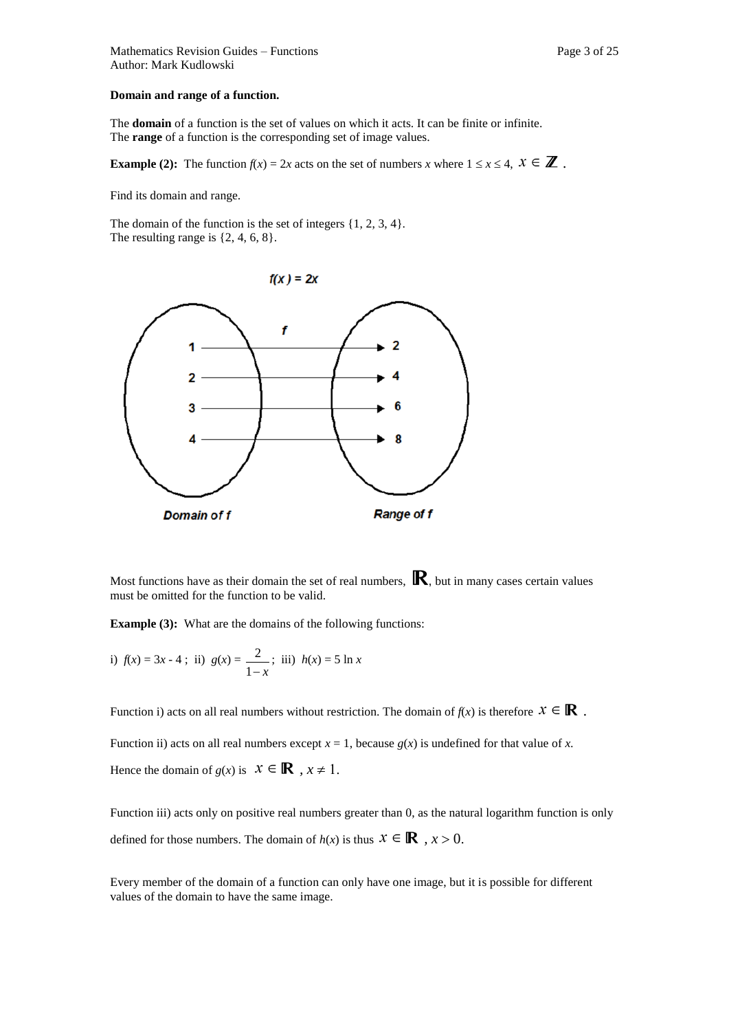**Domain and range of a function.**

The **domain** of a function is the set of values on which it acts. It can be finite or infinite.
The **range** of a function is the corresponding set of image values.

**Example (2):** The function $f(x) = 2x$ acts on the set of numbers $x$ where $1 \le x \le 4$, $x \in \mathbb{Z}$ .

Find its domain and range.

The domain of the function is the set of integers {1, 2, 3, 4}.
The resulting range is {2, 4, 6, 8}.

Most functions have as their domain the set of real numbers, $\mathbb{R}$, but in many cases certain values must be omitted for the function to be valid.

**Example (3):** What are the domains of the following functions:

i) $f(x) = 3x - 4$ ; ii) $g(x) = \dfrac{2}{1-x}$; iii) $h(x) = 5 \ln x$

Function i) acts on all real numbers without restriction. The domain of $f(x)$ is therefore $x \in \mathbb{R}$ .

Function ii) acts on all real numbers except $x = 1$, because $g(x)$ is undefined for that value of $x$.

Hence the domain of $g(x)$ is $x \in \mathbb{R}$ , $x \neq 1$.

Function iii) acts only on positive real numbers greater than 0, as the natural logarithm function is only defined for those numbers. The domain of $h(x)$ is thus $x \in \mathbb{R}$ , $x > 0$.

Every member of the domain of a function can only have one image, but it is possible for different values of the domain to have the same image.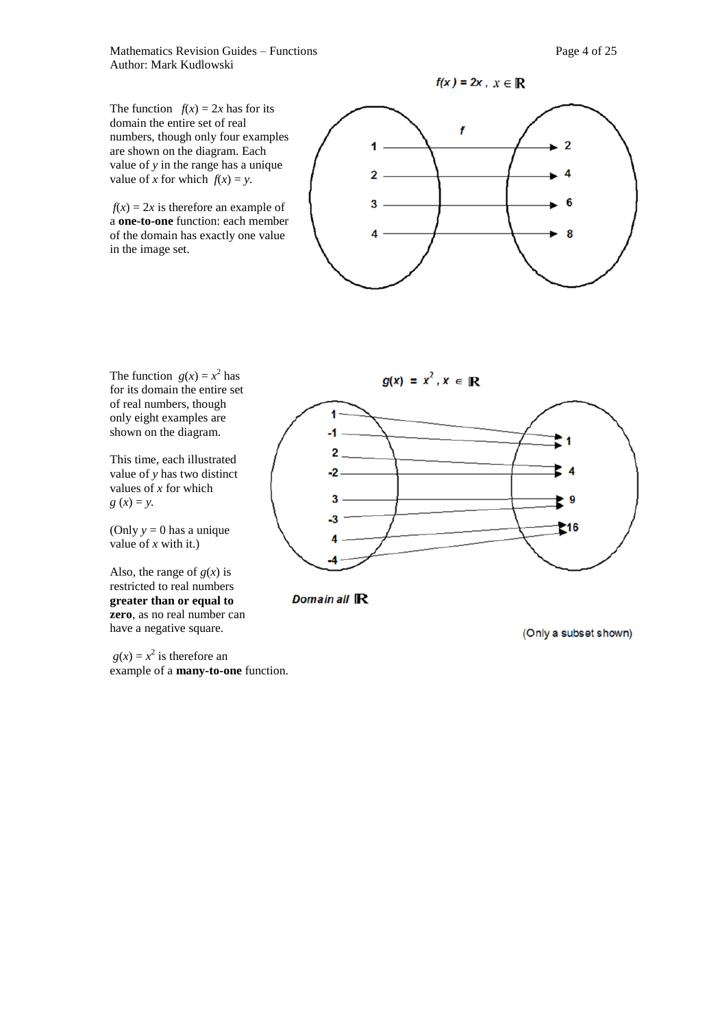The function $f(x) = 2x$ has for its domain the entire set of real numbers, though only four examples are shown on the diagram. Each value of $y$ in the range has a unique value of $x$ for which $f(x) = y$.

$f(x) = 2x$ is therefore an example of a **one-to-one** function: each member of the domain has exactly one value in the image set.

$f(x) = 2x,\ x \in \mathbb{R}$

f

| 1 → 2 |
|---|
| 2 → 4 |
| 3 → 6 |
| 4 → 8 |

The function $g(x) = x^2$ has for its domain the entire set of real numbers, though only eight examples are shown on the diagram.

This time, each illustrated value of $y$ has two distinct values of $x$ for which $g(x) = y$.

(Only $y = 0$ has a unique value of $x$ with it.)

Also, the range of $g(x)$ is restricted to real numbers **greater than or equal to zero**, as no real number can have a negative square.

$g(x) = x^2$ is therefore an example of a **many-to-one** function.

$g(x) = x^2,\ x \in \mathbb{R}$

| 1, -1 → 1 |
|---|
| 2, -2 → 4 |
| 3, -3 → 9 |
| 4, -4 → 16 |

Domain all $\mathbb{R}$

(Only a subset shown)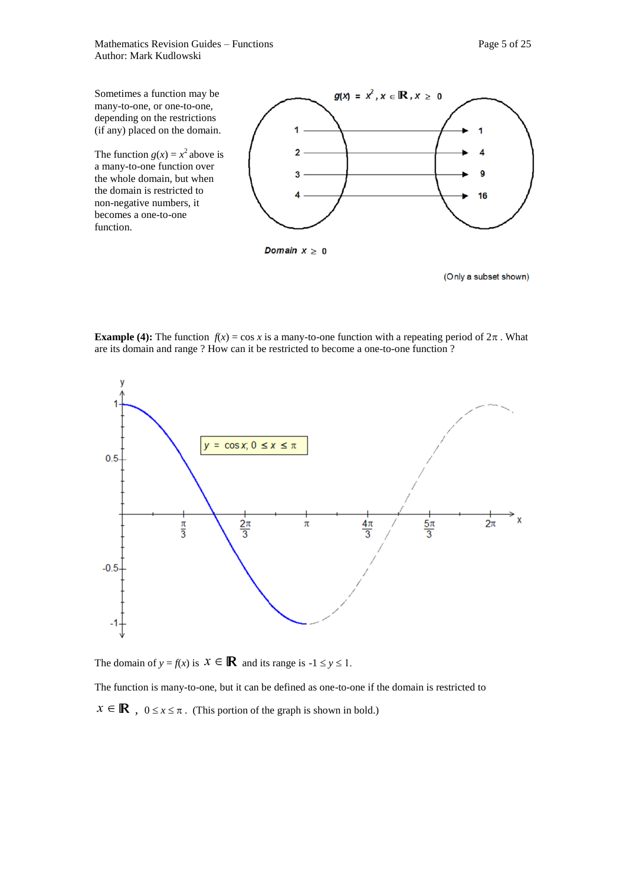Sometimes a function may be many-to-one, or one-to-one, depending on the restrictions (if any) placed on the domain.

The function $g(x) = x^2$ above is a many-to-one function over the whole domain, but when the domain is restricted to non-negative numbers, it becomes a one-to-one function.

$g(x) = x^2, x \in \mathbb{R}, x \geq 0$

Domain $x \geq 0$

(Only a subset shown)

**Example (4):** The function $f(x) = \cos x$ is a many-to-one function with a repeating period of $2\pi$. What are its domain and range ? How can it be restricted to become a one-to-one function ?

$y = \cos x;\ 0 \leq x \leq \pi$

The domain of $y = f(x)$ is $x \in \mathbb{R}$ and its range is $-1 \leq y \leq 1$.

The function is many-to-one, but it can be defined as one-to-one if the domain is restricted to

$x \in \mathbb{R}$ , $0 \leq x \leq \pi$. (This portion of the graph is shown in bold.)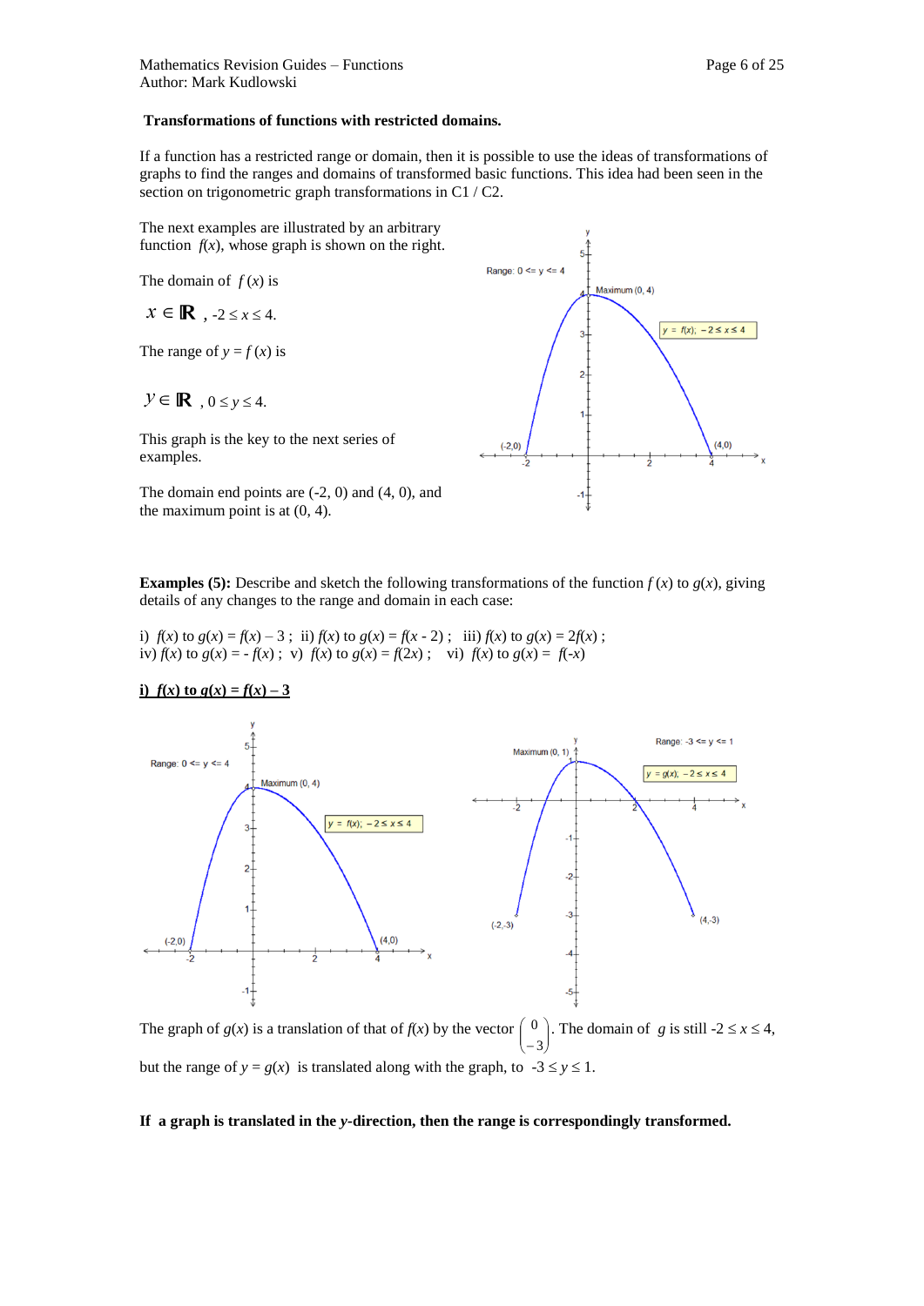### Transformations of functions with restricted domains.

If a function has a restricted range or domain, then it is possible to use the ideas of transformations of graphs to find the ranges and domains of transformed basic functions. This idea had been seen in the section on trigonometric graph transformations in C1 / C2.

The next examples are illustrated by an arbitrary function $f(x)$, whose graph is shown on the right.

The domain of $f(x)$ is

$x \in \mathbb{R}$ , $-2 \le x \le 4$.

The range of $y = f(x)$ is

$y \in \mathbb{R}$ , $0 \le y \le 4$.

This graph is the key to the next series of examples.

The domain end points are (-2, 0) and (4, 0), and the maximum point is at (0, 4).

**Examples (5):** Describe and sketch the following transformations of the function $f(x)$ to $g(x)$, giving details of any changes to the range and domain in each case:

i) $f(x)$ to $g(x) = f(x) - 3$ ; ii) $f(x)$ to $g(x) = f(x - 2)$ ; iii) $f(x)$ to $g(x) = 2f(x)$ ;
iv) $f(x)$ to $g(x) = -f(x)$ ; v) $f(x)$ to $g(x) = f(2x)$ ; vi) $f(x)$ to $g(x) = f(-x)$

**i) $f(x)$ to $g(x) = f(x) - 3$**

The graph of $g(x)$ is a translation of that of $f(x)$ by the vector $\begin{pmatrix} 0 \\ -3 \end{pmatrix}$. The domain of $g$ is still $-2 \le x \le 4$, but the range of $y = g(x)$ is translated along with the graph, to $-3 \le y \le 1$.

**If a graph is translated in the *y*-direction, then the range is correspondingly transformed.**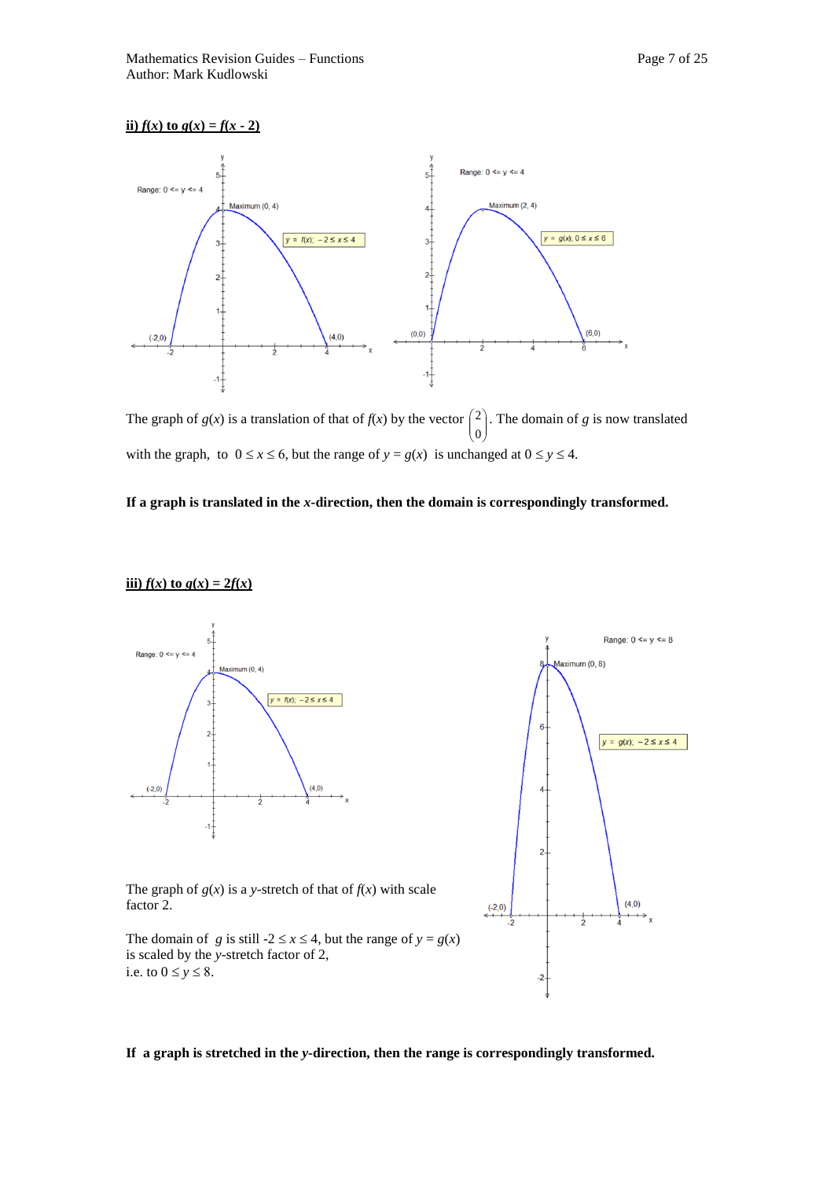**ii) $f(x)$ to $g(x) = f(x - 2)$**

The graph of $g(x)$ is a translation of that of $f(x)$ by the vector $\begin{pmatrix} 2 \\ 0 \end{pmatrix}$. The domain of $g$ is now translated with the graph, to $0 \le x \le 6$, but the range of $y = g(x)$ is unchanged at $0 \le y \le 4$.

**If a graph is translated in the $x$-direction, then the domain is correspondingly transformed.**

**iii) $f(x)$ to $g(x) = 2f(x)$**

The graph of $g(x)$ is a $y$-stretch of that of $f(x)$ with scale factor 2.

The domain of $g$ is still $-2 \le x \le 4$, but the range of $y = g(x)$ is scaled by the $y$-stretch factor of 2, i.e. to $0 \le y \le 8$.

**If a graph is stretched in the $y$-direction, then the range is correspondingly transformed.**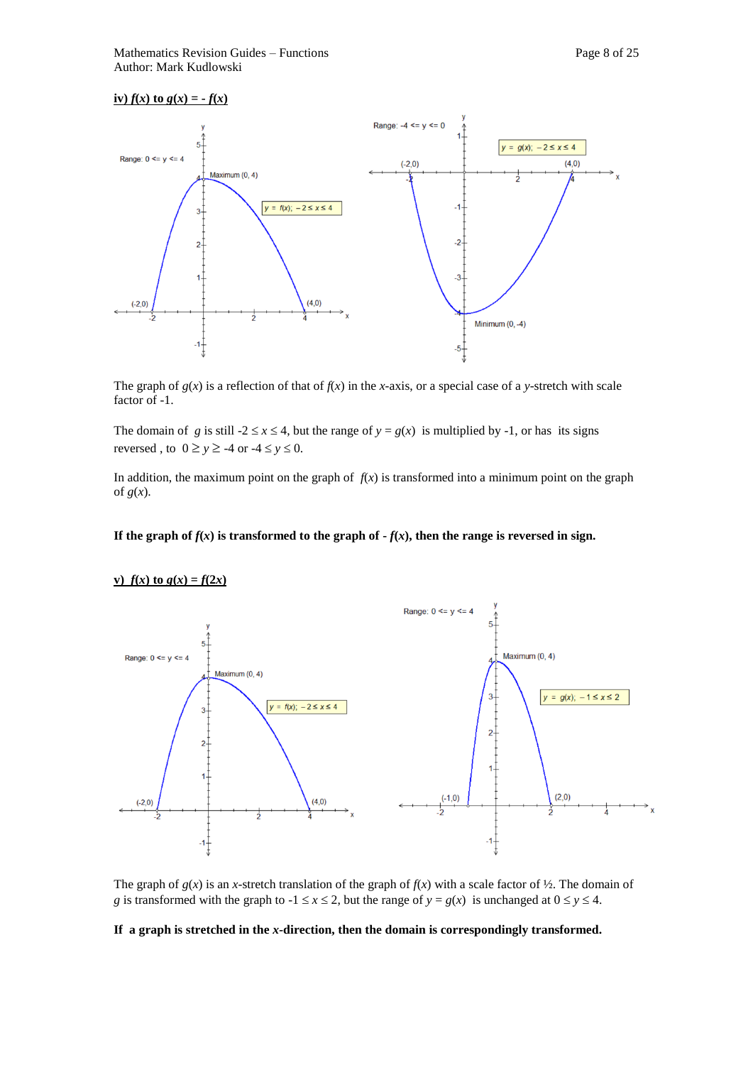**iv) $f(x)$ to $g(x) = - f(x)$**

The graph of $g(x)$ is a reflection of that of $f(x)$ in the $x$-axis, or a special case of a $y$-stretch with scale factor of -1.

The domain of $g$ is still $-2 \le x \le 4$, but the range of $y = g(x)$ is multiplied by -1, or has its signs reversed , to $0 \ge y \ge -4$ or $-4 \le y \le 0$.

In addition, the maximum point on the graph of $f(x)$ is transformed into a minimum point on the graph of $g(x)$.

**If the graph of $f(x)$ is transformed to the graph of $- f(x)$, then the range is reversed in sign.**

**v) $f(x)$ to $g(x) = f(2x)$**

The graph of $g(x)$ is an $x$-stretch translation of the graph of $f(x)$ with a scale factor of ½. The domain of $g$ is transformed with the graph to $-1 \le x \le 2$, but the range of $y = g(x)$ is unchanged at $0 \le y \le 4$.

**If a graph is stretched in the $x$-direction, then the domain is correspondingly transformed.**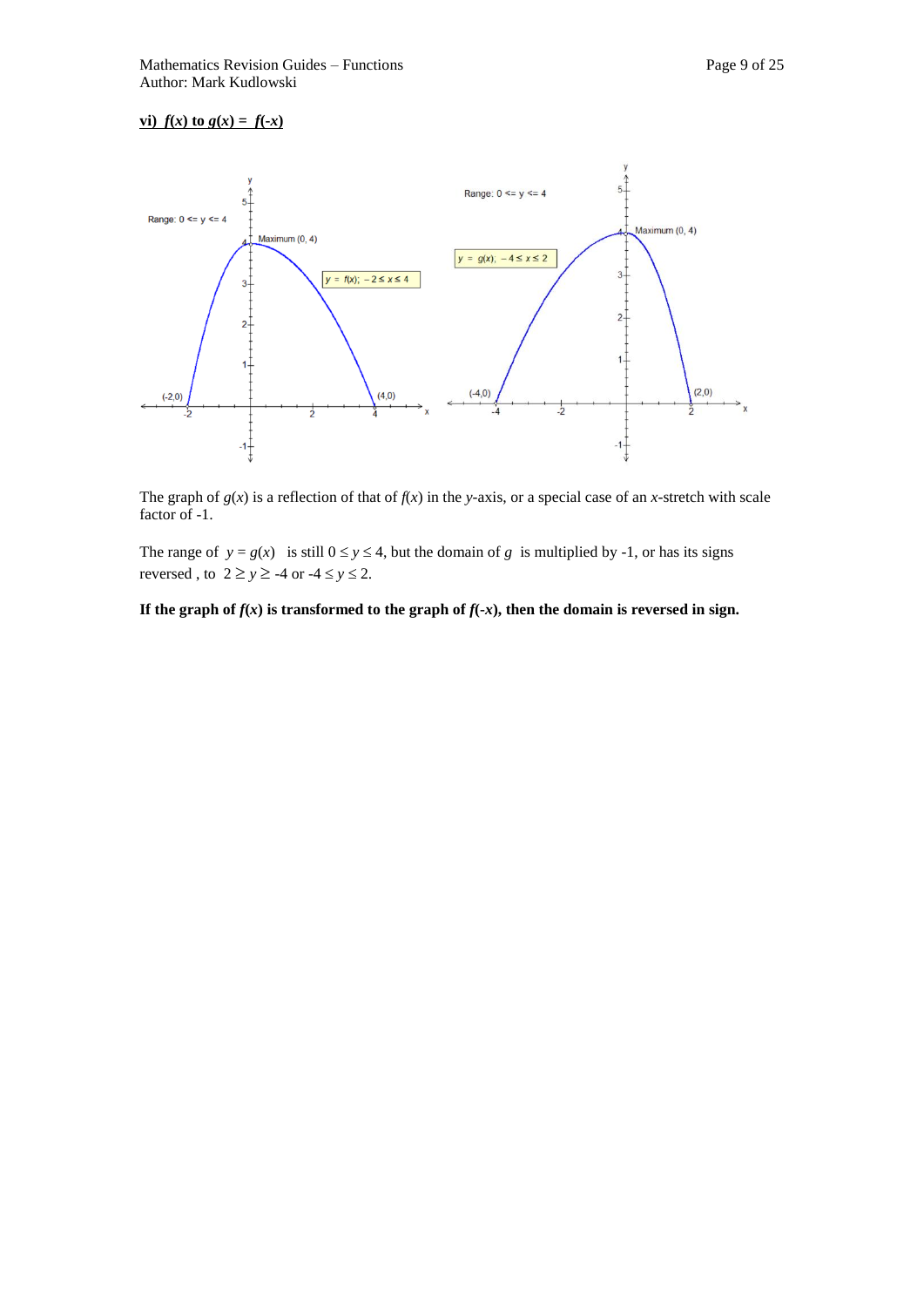**vi) $f(x)$ to $g(x) = f(-x)$**

The graph of $g(x)$ is a reflection of that of $f(x)$ in the $y$-axis, or a special case of an $x$-stretch with scale factor of -1.

The range of $y = g(x)$ is still $0 \le y \le 4$, but the domain of $g$ is multiplied by -1, or has its signs reversed , to $2 \ge y \ge -4$ or $-4 \le y \le 2$.

**If the graph of $f(x)$ is transformed to the graph of $f(-x)$, then the domain is reversed in sign.**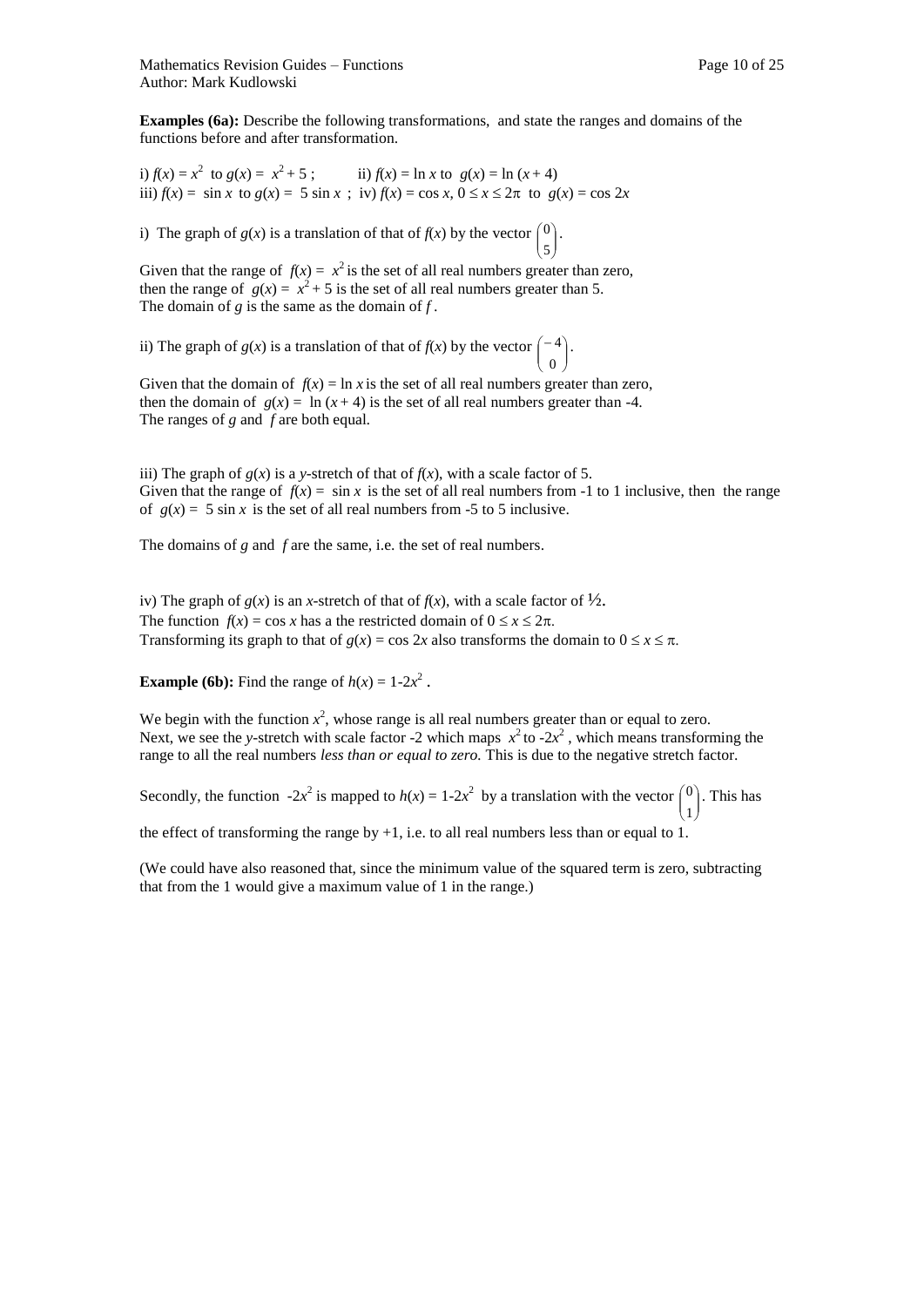**Examples (6a):** Describe the following transformations, and state the ranges and domains of the functions before and after transformation.

i) $f(x) = x^2$ to $g(x) = x^2 + 5$ ; ii) $f(x) = \ln x$ to $g(x) = \ln (x + 4)$
iii) $f(x) = \sin x$ to $g(x) = 5 \sin x$ ; iv) $f(x) = \cos x$, $0 \le x \le 2\pi$ to $g(x) = \cos 2x$

i) The graph of $g(x)$ is a translation of that of $f(x)$ by the vector $\begin{pmatrix} 0 \\ 5 \end{pmatrix}$.

Given that the range of $f(x) = x^2$ is the set of all real numbers greater than zero, then the range of $g(x) = x^2 + 5$ is the set of all real numbers greater than 5. The domain of $g$ is the same as the domain of $f$.

ii) The graph of $g(x)$ is a translation of that of $f(x)$ by the vector $\begin{pmatrix} -4 \\ 0 \end{pmatrix}$.

Given that the domain of $f(x) = \ln x$ is the set of all real numbers greater than zero, then the domain of $g(x) = \ln (x + 4)$ is the set of all real numbers greater than -4. The ranges of $g$ and $f$ are both equal.

iii) The graph of $g(x)$ is a $y$-stretch of that of $f(x)$, with a scale factor of 5. Given that the range of $f(x) = \sin x$ is the set of all real numbers from -1 to 1 inclusive, then the range of $g(x) = 5 \sin x$ is the set of all real numbers from -5 to 5 inclusive.

The domains of $g$ and $f$ are the same, i.e. the set of real numbers.

iv) The graph of $g(x)$ is an $x$-stretch of that of $f(x)$, with a scale factor of ½.
The function $f(x) = \cos x$ has a the restricted domain of $0 \le x \le 2\pi$.
Transforming its graph to that of $g(x) = \cos 2x$ also transforms the domain to $0 \le x \le \pi$.

**Example (6b):** Find the range of $h(x) = 1\text{-}2x^2$ **.**

We begin with the function $x^2$, whose range is all real numbers greater than or equal to zero. Next, we see the $y$-stretch with scale factor -2 which maps $x^2$ to $-2x^2$ , which means transforming the range to all the real numbers *less than or equal to zero.* This is due to the negative stretch factor.

Secondly, the function $-2x^2$ is mapped to $h(x) = 1\text{-}2x^2$ by a translation with the vector $\begin{pmatrix} 0 \\ 1 \end{pmatrix}$. This has the effect of transforming the range by +1, i.e. to all real numbers less than or equal to 1.

(We could have also reasoned that, since the minimum value of the squared term is zero, subtracting that from the 1 would give a maximum value of 1 in the range.)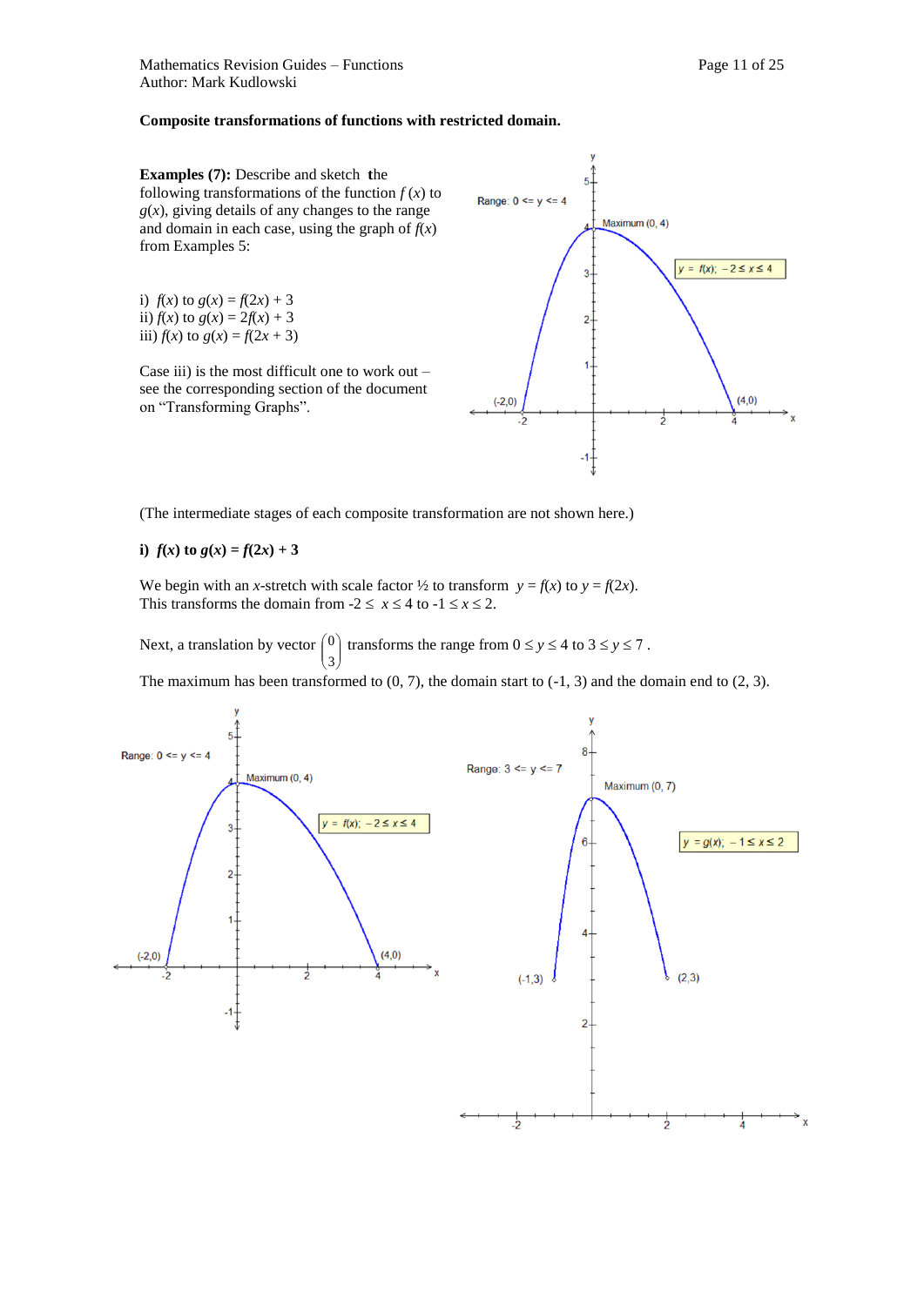**Composite transformations of functions with restricted domain.**

**Examples (7):** Describe and sketch the following transformations of the function $f(x)$ to $g(x)$, giving details of any changes to the range and domain in each case, using the graph of $f(x)$ from Examples 5:

i) $f(x)$ to $g(x) = f(2x) + 3$
ii) $f(x)$ to $g(x) = 2f(x) + 3$
iii) $f(x)$ to $g(x) = f(2x + 3)$

Case iii) is the most difficult one to work out – see the corresponding section of the document on "Transforming Graphs".

(The intermediate stages of each composite transformation are not shown here.)

**i) $f(x)$ to $g(x) = f(2x) + 3$**

We begin with an $x$-stretch with scale factor ½ to transform $y = f(x)$ to $y = f(2x)$.
This transforms the domain from $-2 \le x \le 4$ to $-1 \le x \le 2$.

Next, a translation by vector $\begin{pmatrix} 0 \\ 3 \end{pmatrix}$ transforms the range from $0 \le y \le 4$ to $3 \le y \le 7$.

The maximum has been transformed to (0, 7), the domain start to (-1, 3) and the domain end to (2, 3).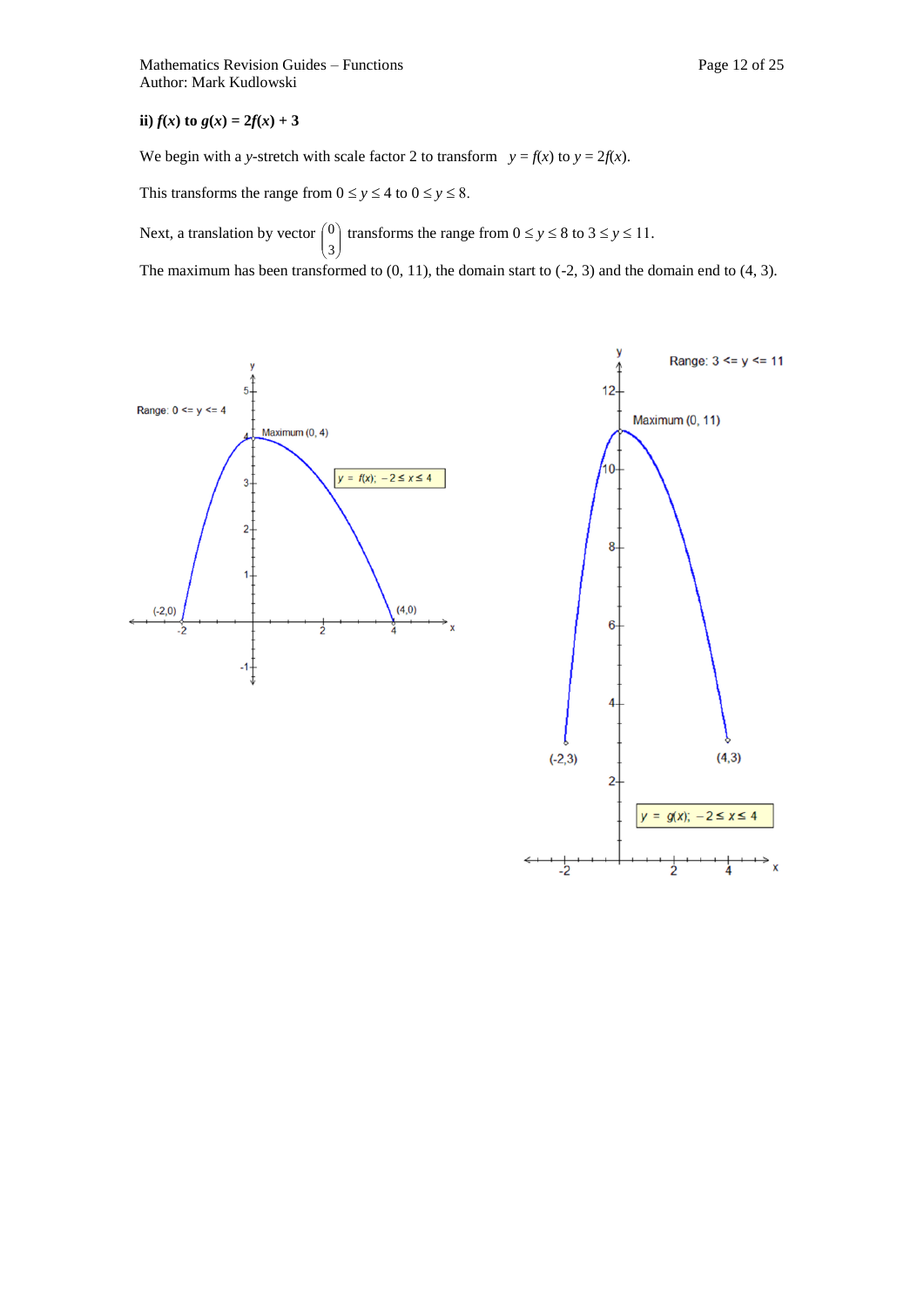**ii) $f(x)$ to $g(x) = 2f(x) + 3$**

We begin with a $y$-stretch with scale factor 2 to transform $y = f(x)$ to $y = 2f(x)$.

This transforms the range from $0 \le y \le 4$ to $0 \le y \le 8$.

Next, a translation by vector $\begin{pmatrix} 0 \\ 3 \end{pmatrix}$ transforms the range from $0 \le y \le 8$ to $3 \le y \le 11$.

The maximum has been transformed to (0, 11), the domain start to (-2, 3) and the domain end to (4, 3).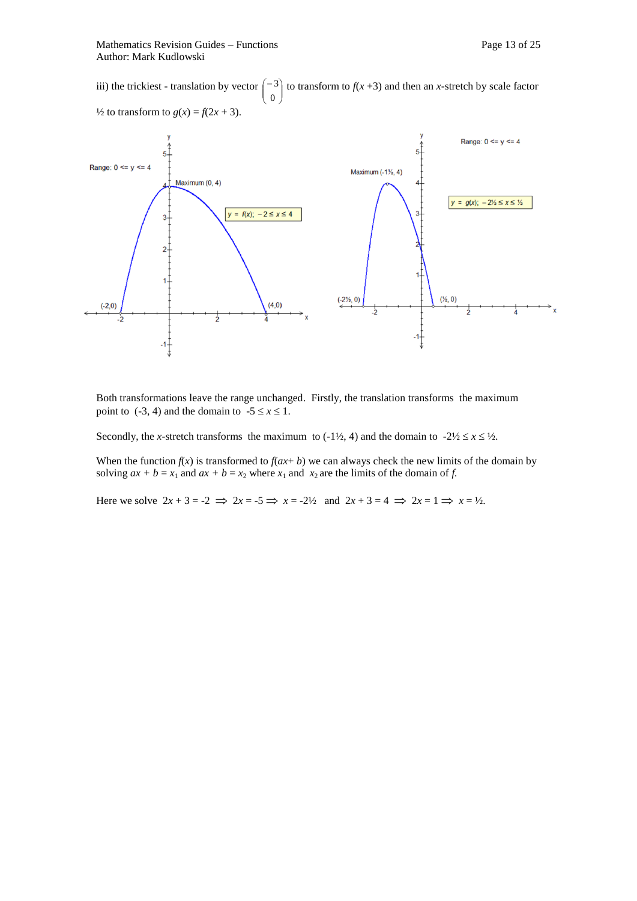iii) the trickiest - translation by vector $\begin{pmatrix} -3 \\ 0 \end{pmatrix}$ to transform to $f(x+3)$ and then an $x$-stretch by scale factor ½ to transform to $g(x) = f(2x + 3)$.

Both transformations leave the range unchanged. Firstly, the translation transforms the maximum point to (-3, 4) and the domain to $-5 \le x \le 1$.

Secondly, the $x$-stretch transforms the maximum to (-1½, 4) and the domain to $-2\frac{1}{2} \le x \le \frac{1}{2}$.

When the function $f(x)$ is transformed to $f(ax + b)$ we can always check the new limits of the domain by solving $ax + b = x_1$ and $ax + b = x_2$ where $x_1$ and $x_2$ are the limits of the domain of $f$.

Here we solve $2x + 3 = -2 \Rightarrow 2x = -5 \Rightarrow x = -2\frac{1}{2}$ and $2x + 3 = 4 \Rightarrow 2x = 1 \Rightarrow x = \frac{1}{2}$.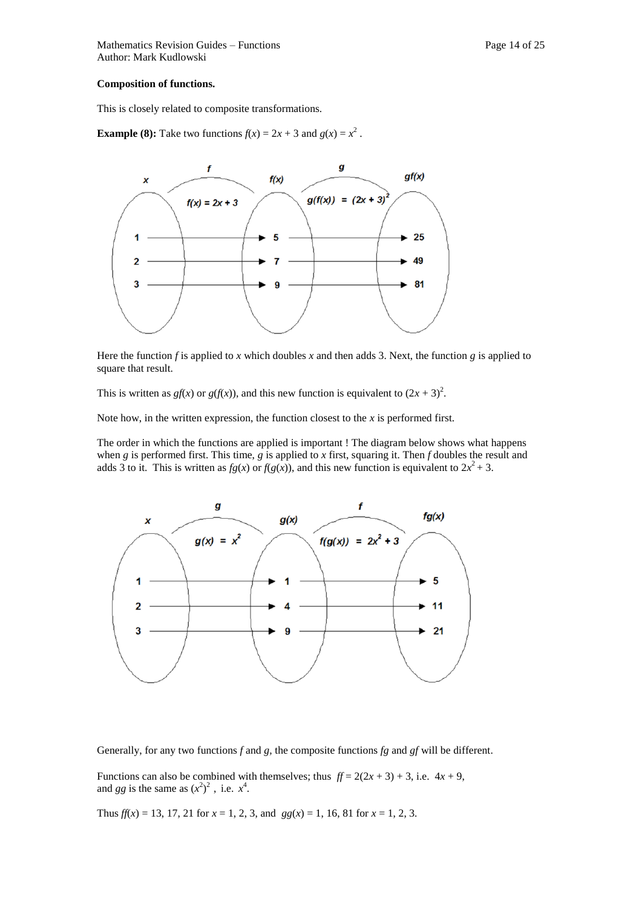**Composition of functions.**

This is closely related to composite transformations.

**Example (8):** Take two functions $f(x) = 2x + 3$ and $g(x) = x^2$ .

Here the function $f$ is applied to $x$ which doubles $x$ and then adds 3. Next, the function $g$ is applied to square that result.

This is written as $gf(x)$ or $g(f(x))$, and this new function is equivalent to $(2x + 3)^2$.

Note how, in the written expression, the function closest to the $x$ is performed first.

The order in which the functions are applied is important ! The diagram below shows what happens when $g$ is performed first. This time, $g$ is applied to $x$ first, squaring it. Then $f$ doubles the result and adds 3 to it. This is written as $fg(x)$ or $f(g(x))$, and this new function is equivalent to $2x^2 + 3$.

Generally, for any two functions $f$ and $g$, the composite functions $fg$ and $gf$ will be different.

Functions can also be combined with themselves; thus $ff = 2(2x + 3) + 3$, i.e. $4x + 9$, and $gg$ is the same as $(x^2)^2$ , i.e. $x^4$.

Thus $ff(x) = 13, 17, 21$ for $x = 1, 2, 3$, and $gg(x) = 1, 16, 81$ for $x = 1, 2, 3$.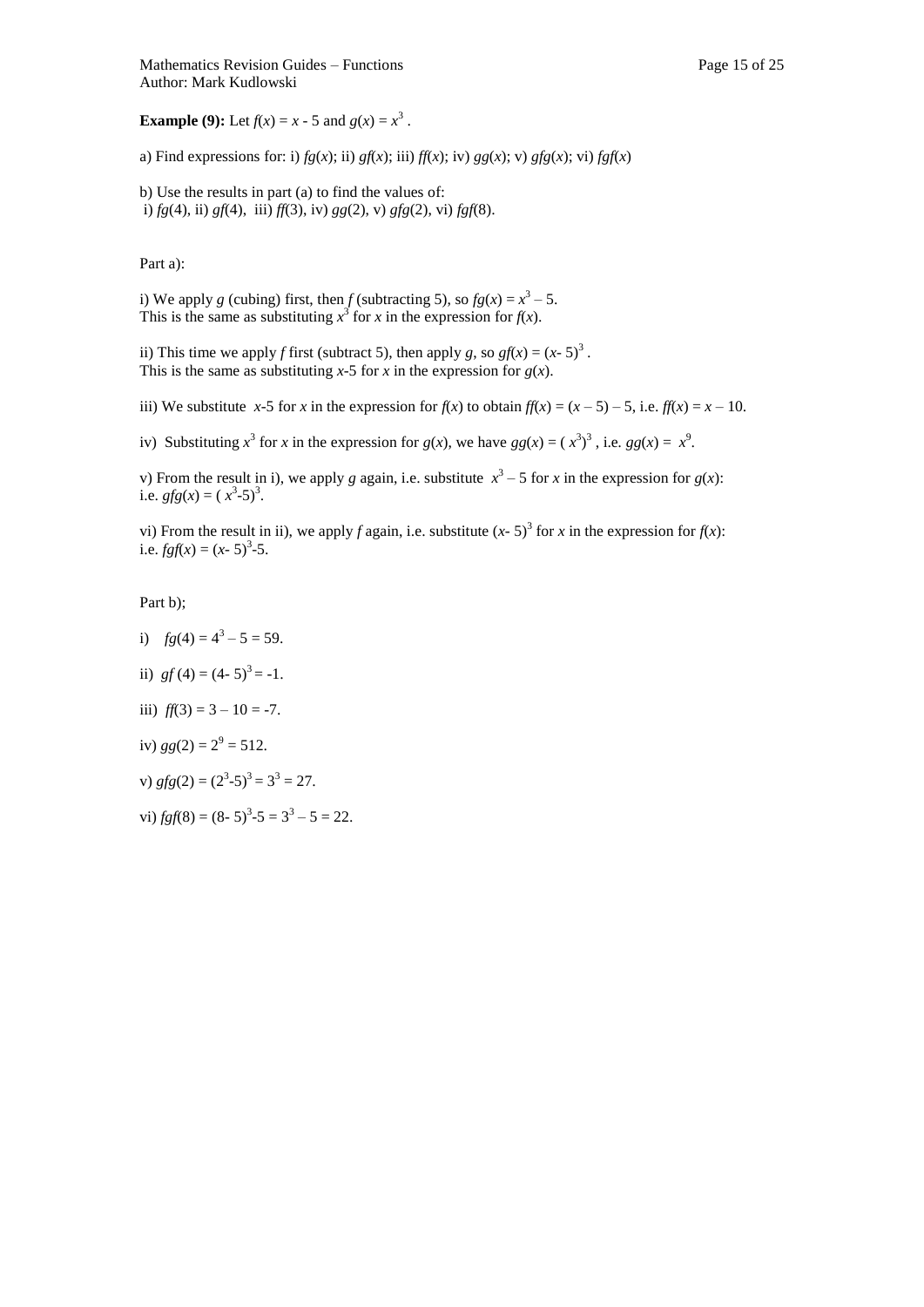**Example (9):** Let $f(x) = x - 5$ and $g(x) = x^3$ .

a) Find expressions for: i) $fg(x)$; ii) $gf(x)$; iii) $ff(x)$; iv) $gg(x)$; v) $gfg(x)$; vi) $fgf(x)$

b) Use the results in part (a) to find the values of:
i) $fg(4)$, ii) $gf(4)$, iii) $ff(3)$, iv) $gg(2)$, v) $gfg(2)$, vi) $fgf(8)$.

Part a):

i) We apply $g$ (cubing) first, then $f$ (subtracting 5), so $fg(x) = x^3 - 5$.
This is the same as substituting $x^3$ for $x$ in the expression for $f(x)$.

ii) This time we apply $f$ first (subtract 5), then apply $g$, so $gf(x) = (x- 5)^3$ .
This is the same as substituting $x$-5 for $x$ in the expression for $g(x)$.

iii) We substitute $x$-5 for $x$ in the expression for $f(x)$ to obtain $ff(x) = (x - 5) - 5$, i.e. $ff(x) = x - 10$.

iv) Substituting $x^3$ for $x$ in the expression for $g(x)$, we have $gg(x) = ( x^3)^3$ , i.e. $gg(x) = x^9$.

v) From the result in i), we apply $g$ again, i.e. substitute $x^3 - 5$ for $x$ in the expression for $g(x)$:
i.e. $gfg(x) = ( x^3\text{-}5)^3$.

vi) From the result in ii), we apply $f$ again, i.e. substitute $(x- 5)^3$ for $x$ in the expression for $f(x)$:
i.e. $fgf(x) = (x- 5)^3\text{-}5$.

Part b);

i) $fg(4) = 4^3 - 5 = 59$.

ii) $gf (4) = (4- 5)^3 = -1$.

iii) $ff(3) = 3 - 10 = -7$.

iv) $gg(2) = 2^9 = 512$.

v) $gfg(2) = (2^3\text{-}5)^3 = 3^3 = 27$.

vi) $fgf(8) = (8- 5)^3\text{-}5 = 3^3 - 5 = 22$.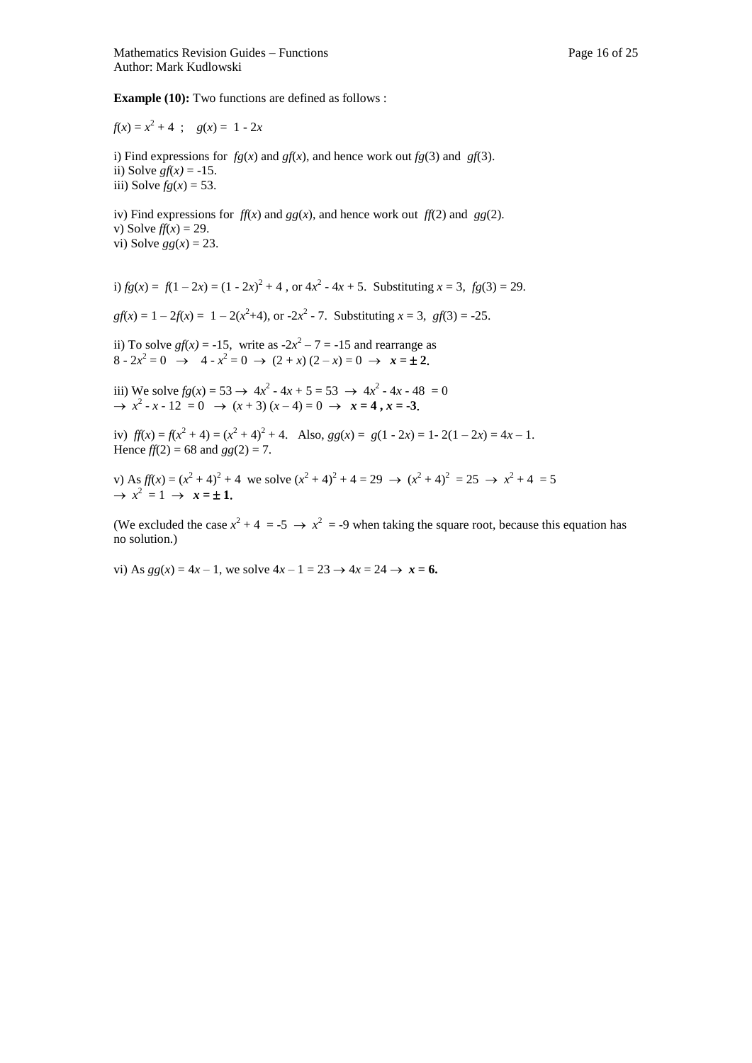**Example (10):** Two functions are defined as follows :

$f(x) = x^2 + 4$ ; $g(x) = 1 - 2x$

i) Find expressions for $fg(x)$ and $gf(x)$, and hence work out $fg(3)$ and $gf(3)$.
ii) Solve $gf(x) = -15$.
iii) Solve $fg(x) = 53$.

iv) Find expressions for $ff(x)$ and $gg(x)$, and hence work out $ff(2)$ and $gg(2)$.
v) Solve $ff(x) = 29$.
vi) Solve $gg(x) = 23$.

i) $fg(x) = f(1 - 2x) = (1 - 2x)^2 + 4$ , or $4x^2 - 4x + 5$. Substituting $x = 3$, $fg(3) = 29$.

$gf(x) = 1 - 2f(x) = 1 - 2(x^2+4)$, or $-2x^2 - 7$. Substituting $x = 3$, $gf(3) = -25$.

ii) To solve $gf(x) = -15$, write as $-2x^2 - 7 = -15$ and rearrange as
$8 - 2x^2 = 0 \rightarrow 4 - x^2 = 0 \rightarrow (2 + x)(2 - x) = 0 \rightarrow$ $\boldsymbol{x = \pm 2}$.

iii) We solve $fg(x) = 53 \rightarrow 4x^2 - 4x + 5 = 53 \rightarrow 4x^2 - 4x - 48 = 0$
$\rightarrow x^2 - x - 12 = 0 \rightarrow (x + 3)(x - 4) = 0 \rightarrow$ $\boldsymbol{x = 4 , x = -3}$.

iv) $ff(x) = f(x^2 + 4) = (x^2 + 4)^2 + 4$. Also, $gg(x) = g(1 - 2x) = 1- 2(1 - 2x) = 4x - 1$.
Hence $ff(2) = 68$ and $gg(2) = 7$.

v) As $ff(x) = (x^2 + 4)^2 + 4$ we solve $(x^2 + 4)^2 + 4 = 29 \rightarrow (x^2 + 4)^2 = 25 \rightarrow x^2 + 4 = 5$
$\rightarrow x^2 = 1 \rightarrow$ $\boldsymbol{x = \pm 1}$.

(We excluded the case $x^2 + 4 = -5 \rightarrow x^2 = -9$ when taking the square root, because this equation has no solution.)

vi) As $gg(x) = 4x - 1$, we solve $4x - 1 = 23 \rightarrow 4x = 24 \rightarrow$ $\boldsymbol{x = 6}$.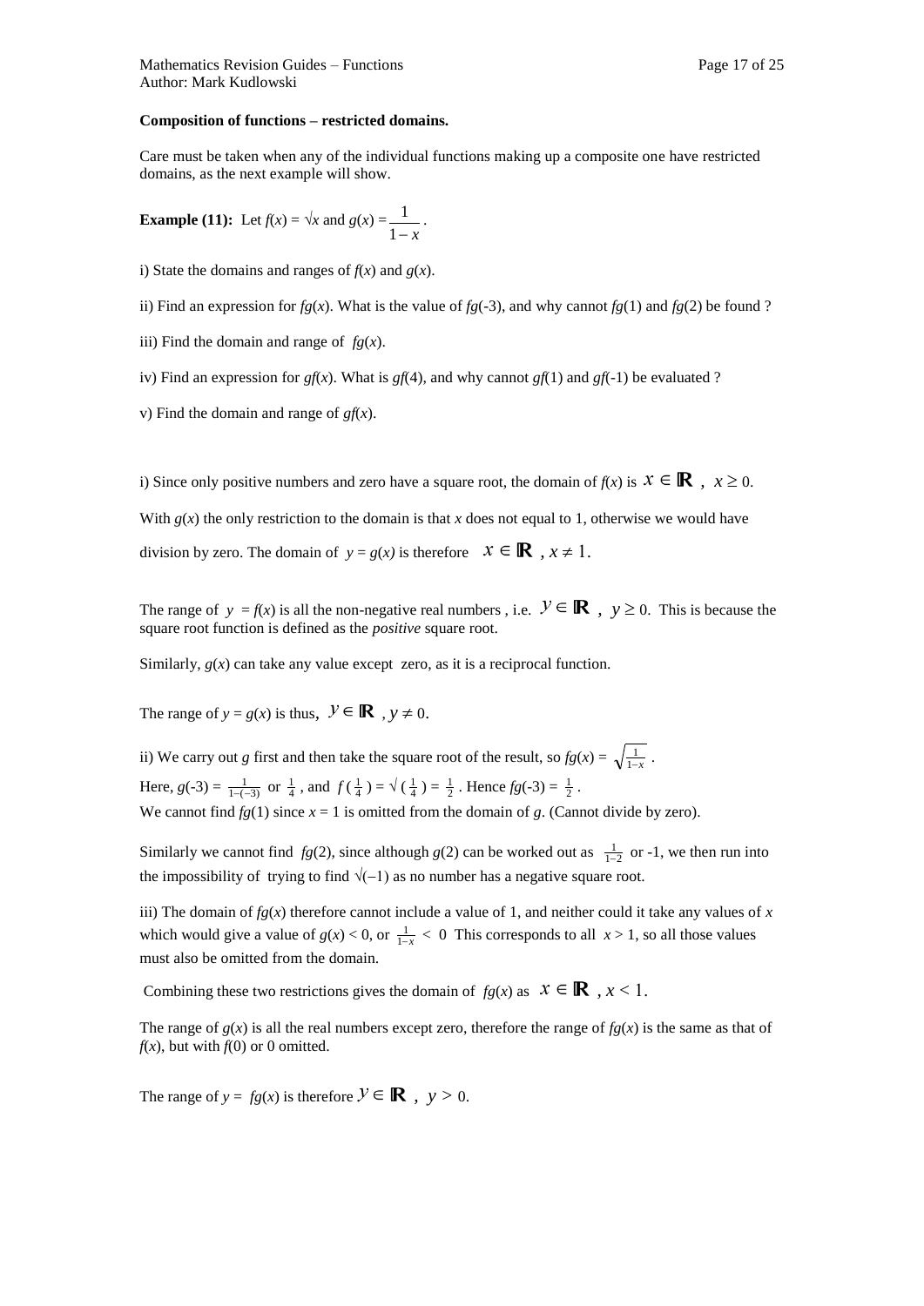**Composition of functions – restricted domains.**

Care must be taken when any of the individual functions making up a composite one have restricted domains, as the next example will show.

**Example (11):** Let $f(x) = \sqrt{x}$ and $g(x) = \dfrac{1}{1-x}$.

i) State the domains and ranges of $f(x)$ and $g(x)$.

ii) Find an expression for $fg(x)$. What is the value of $fg(-3)$, and why cannot $fg(1)$ and $fg(2)$ be found ?

iii) Find the domain and range of $fg(x)$.

iv) Find an expression for $gf(x)$. What is $gf(4)$, and why cannot $gf(1)$ and $gf(-1)$ be evaluated ?

v) Find the domain and range of $gf(x)$.

i) Since only positive numbers and zero have a square root, the domain of $f(x)$ is $x \in \mathbb{R}$, $x \geq 0$.

With $g(x)$ the only restriction to the domain is that $x$ does not equal to 1, otherwise we would have division by zero. The domain of $y = g(x)$ is therefore $x \in \mathbb{R}$, $x \neq 1$.

The range of $y = f(x)$ is all the non-negative real numbers , i.e. $y \in \mathbb{R}$, $y \geq 0$. This is because the square root function is defined as the *positive* square root.

Similarly, $g(x)$ can take any value except zero, as it is a reciprocal function.

The range of $y = g(x)$ is thus, $y \in \mathbb{R}$, $y \neq 0$.

ii) We carry out $g$ first and then take the square root of the result, so $fg(x) = \sqrt{\frac{1}{1-x}}$.
Here, $g(-3) = \frac{1}{1-(-3)}$ or $\frac{1}{4}$, and $f\left(\frac{1}{4}\right) = \sqrt{\left(\frac{1}{4}\right)} = \frac{1}{2}$. Hence $fg(-3) = \frac{1}{2}$.
We cannot find $fg(1)$ since $x = 1$ is omitted from the domain of $g$. (Cannot divide by zero).

Similarly we cannot find $fg(2)$, since although $g(2)$ can be worked out as $\frac{1}{1-2}$ or -1, we then run into the impossibility of trying to find $\sqrt{(-1)}$ as no number has a negative square root.

iii) The domain of $fg(x)$ therefore cannot include a value of 1, and neither could it take any values of $x$ which would give a value of $g(x) < 0$, or $\frac{1}{1-x} < 0$ This corresponds to all $x > 1$, so all those values must also be omitted from the domain.

Combining these two restrictions gives the domain of $fg(x)$ as $x \in \mathbb{R}$, $x < 1$.

The range of $g(x)$ is all the real numbers except zero, therefore the range of $fg(x)$ is the same as that of $f(x)$, but with $f(0)$ or 0 omitted.

The range of $y = fg(x)$ is therefore $y \in \mathbb{R}$, $y > 0$.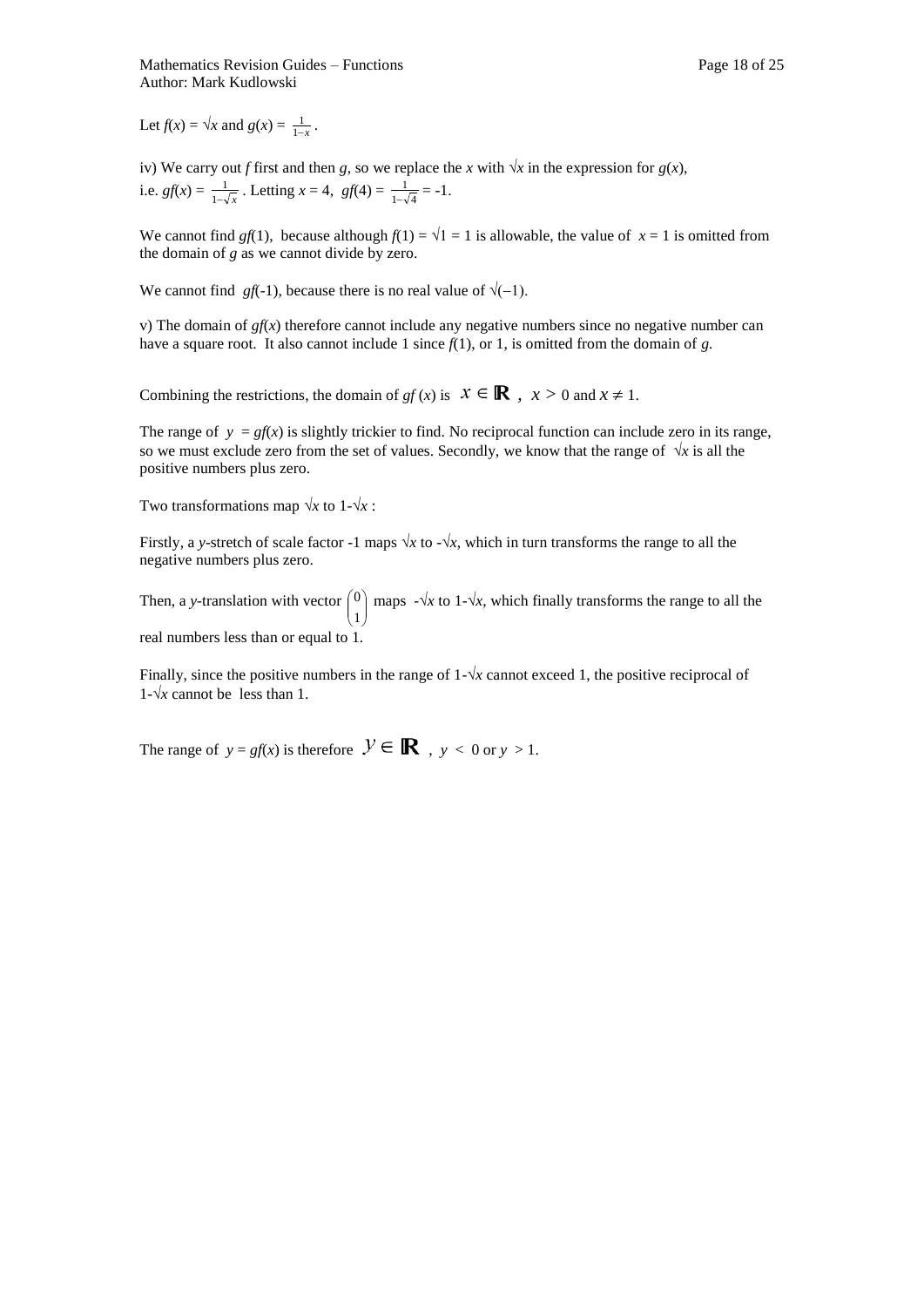Let $f(x) = \sqrt{x}$ and $g(x) = \frac{1}{1-x}$.

iv) We carry out $f$ first and then $g$, so we replace the $x$ with $\sqrt{x}$ in the expression for $g(x)$, i.e. $gf(x) = \frac{1}{1-\sqrt{x}}$. Letting $x = 4$, $gf(4) = \frac{1}{1-\sqrt{4}} = -1$.

We cannot find $gf(1)$, because although $f(1) = \sqrt{1} = 1$ is allowable, the value of $x = 1$ is omitted from the domain of $g$ as we cannot divide by zero.

We cannot find $gf(-1)$, because there is no real value of $\sqrt{(-1)}$.

v) The domain of $gf(x)$ therefore cannot include any negative numbers since no negative number can have a square root. It also cannot include 1 since $f(1)$, or 1, is omitted from the domain of $g$.

Combining the restrictions, the domain of $gf(x)$ is $x \in \mathbb{R}$, $x > 0$ and $x \neq 1$.

The range of $y = gf(x)$ is slightly trickier to find. No reciprocal function can include zero in its range, so we must exclude zero from the set of values. Secondly, we know that the range of $\sqrt{x}$ is all the positive numbers plus zero.

Two transformations map $\sqrt{x}$ to $1-\sqrt{x}$:

Firstly, a $y$-stretch of scale factor -1 maps $\sqrt{x}$ to $-\sqrt{x}$, which in turn transforms the range to all the negative numbers plus zero.

Then, a $y$-translation with vector $\begin{pmatrix} 0 \\ 1 \end{pmatrix}$ maps $-\sqrt{x}$ to $1-\sqrt{x}$, which finally transforms the range to all the real numbers less than or equal to 1.

Finally, since the positive numbers in the range of $1-\sqrt{x}$ cannot exceed 1, the positive reciprocal of $1-\sqrt{x}$ cannot be less than 1.

The range of $y = gf(x)$ is therefore $y \in \mathbb{R}$, $y < 0$ or $y > 1$.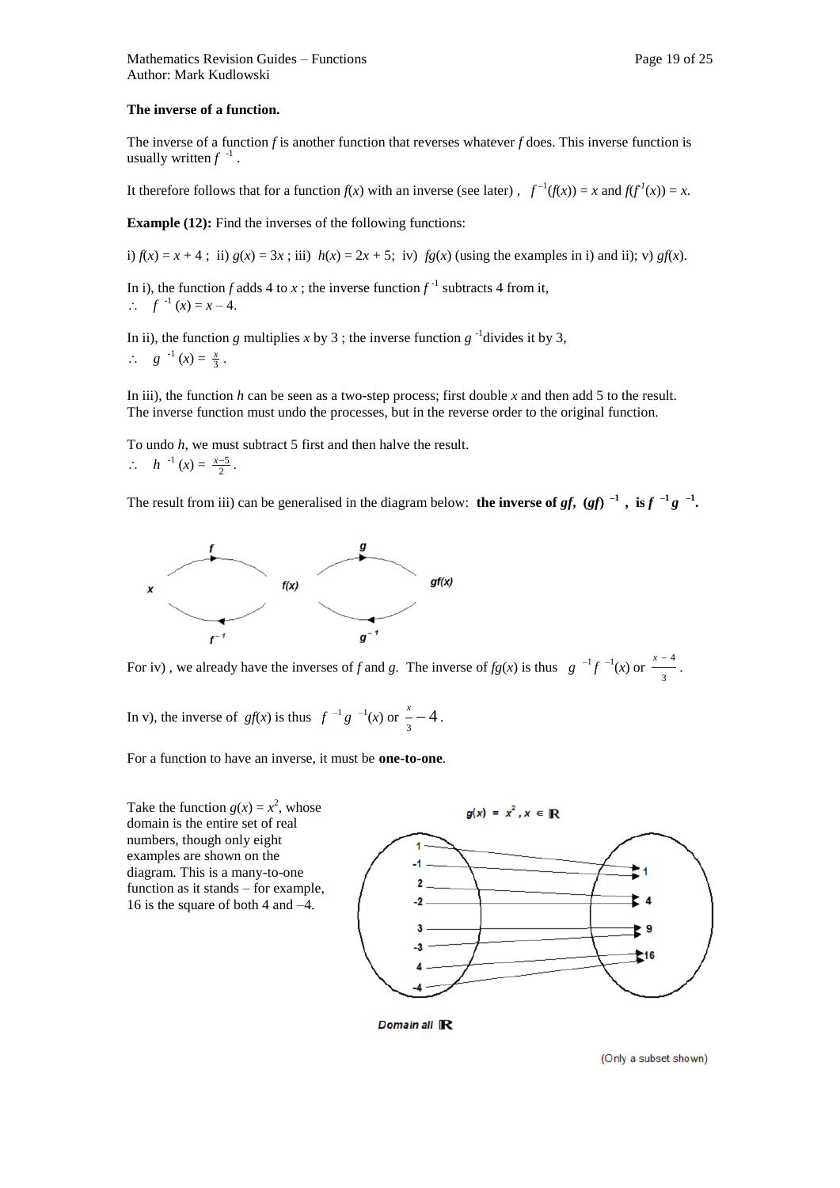**The inverse of a function.**

The inverse of a function $f$ is another function that reverses whatever $f$ does. This inverse function is usually written $f^{-1}$.

It therefore follows that for a function $f(x)$ with an inverse (see later), $f^{-1}(f(x)) = x$ and $f(f^{-1}(x)) = x$.

**Example (12):** Find the inverses of the following functions:

i) $f(x) = x + 4$ ; ii) $g(x) = 3x$ ; iii) $h(x) = 2x + 5$; iv) $fg(x)$ (using the examples in i) and ii); v) $gf(x)$.

In i), the function $f$ adds 4 to $x$ ; the inverse function $f^{-1}$ subtracts 4 from it,
$\therefore \quad f^{-1}(x) = x - 4$.

In ii), the function $g$ multiplies $x$ by 3 ; the inverse function $g^{-1}$ divides it by 3,
$\therefore \quad g^{-1}(x) = \frac{x}{3}$.

In iii), the function $h$ can be seen as a two-step process; first double $x$ and then add 5 to the result. The inverse function must undo the processes, but in the reverse order to the original function.

To undo $h$, we must subtract 5 first and then halve the result.
$\therefore \quad h^{-1}(x) = \frac{x-5}{2}$.

The result from iii) can be generalised in the diagram below: **the inverse of $gf$, $(gf)^{-1}$, is $f^{-1}g^{-1}$.**

For iv), we already have the inverses of $f$ and $g$. The inverse of $fg(x)$ is thus $g^{-1}f^{-1}(x)$ or $\frac{x-4}{3}$.

In v), the inverse of $gf(x)$ is thus $f^{-1}g^{-1}(x)$ or $\frac{x}{3} - 4$.

For a function to have an inverse, it must be **one-to-one**.

Take the function $g(x) = x^2$, whose domain is the entire set of real numbers, though only eight examples are shown on the diagram. This is a many-to-one function as it stands – for example, 16 is the square of both 4 and –4.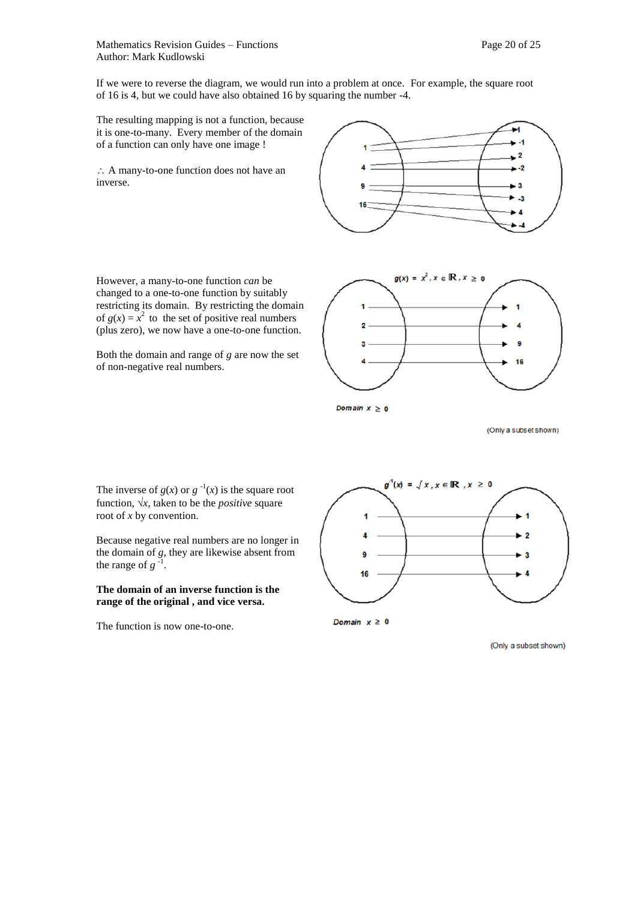If we were to reverse the diagram, we would run into a problem at once. For example, the square root of 16 is 4, but we could have also obtained 16 by squaring the number -4.

The resulting mapping is not a function, because it is one-to-many. Every member of the domain of a function can only have one image !

$\therefore$ A many-to-one function does not have an inverse.

However, a many-to-one function *can* be changed to a one-to-one function by suitably restricting its domain. By restricting the domain of $g(x) = x^2$ to the set of positive real numbers (plus zero), we now have a one-to-one function.

Both the domain and range of $g$ are now the set of non-negative real numbers.

$g(x) = x^2, x \in \mathbb{R}, x \geq 0$

Domain $x \geq 0$

(Only a subset shown)

The inverse of $g(x)$ or $g^{-1}(x)$ is the square root function, $\sqrt{x}$, taken to be the *positive* square root of $x$ by convention.

Because negative real numbers are no longer in the domain of $g$, they are likewise absent from the range of $g^{-1}$.

**The domain of an inverse function is the range of the original , and vice versa.**

The function is now one-to-one.

$g^{-1}(x) = \sqrt{x}, x \in \mathbb{R}, x \geq 0$

Domain $x \geq 0$

(Only a subset shown)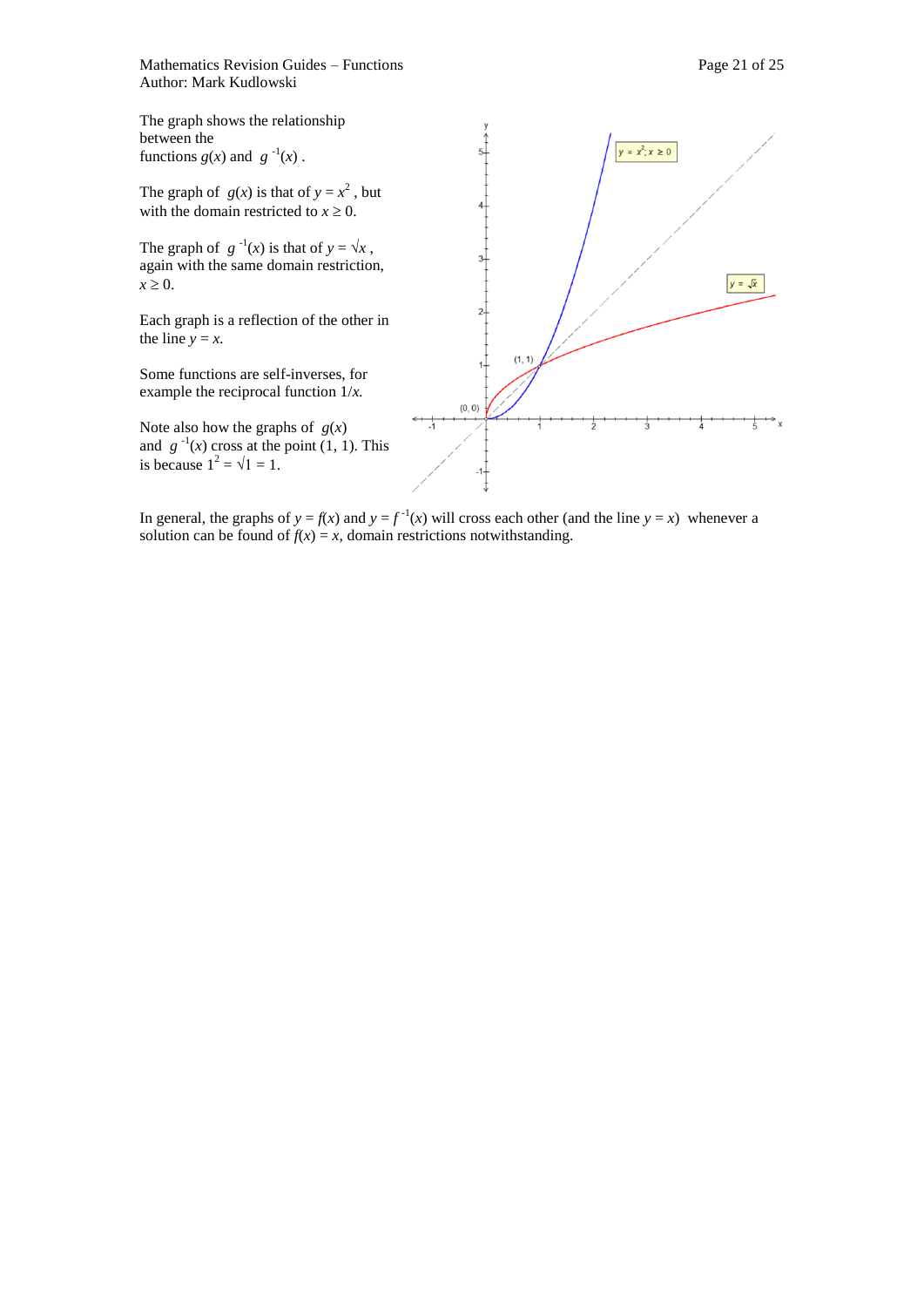The graph shows the relationship between the functions $g(x)$ and $g^{-1}(x)$.

The graph of $g(x)$ is that of $y = x^2$, but with the domain restricted to $x \geq 0$.

The graph of $g^{-1}(x)$ is that of $y = \sqrt{x}$, again with the same domain restriction, $x \geq 0$.

Each graph is a reflection of the other in the line $y = x$.

Some functions are self-inverses, for example the reciprocal function $1/x$.

Note also how the graphs of $g(x)$ and $g^{-1}(x)$ cross at the point (1, 1). This is because $1^2 = \sqrt{1} = 1$.

In general, the graphs of $y = f(x)$ and $y = f^{-1}(x)$ will cross each other (and the line $y = x$) whenever a solution can be found of $f(x) = x$, domain restrictions notwithstanding.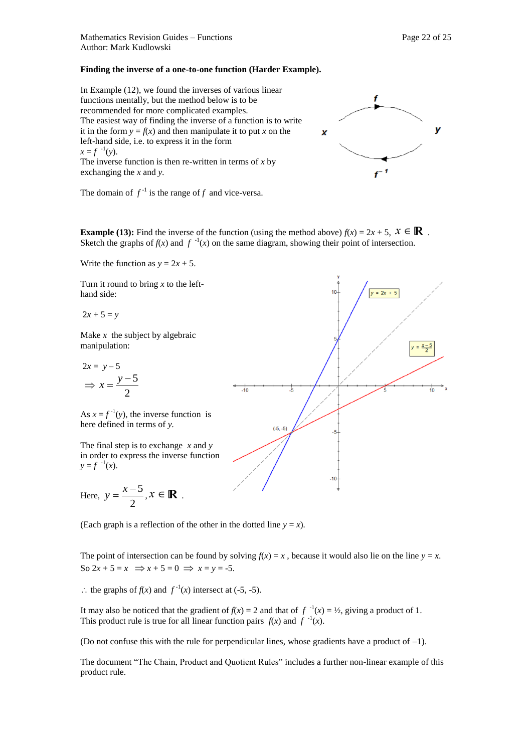**Finding the inverse of a one-to-one function (Harder Example).**

In Example (12), we found the inverses of various linear functions mentally, but the method below is to be recommended for more complicated examples.
The easiest way of finding the inverse of a function is to write it in the form $y = f(x)$ and then manipulate it to put $x$ on the left-hand side, i.e. to express it in the form $x = f^{-1}(y)$.
The inverse function is then re-written in terms of $x$ by exchanging the $x$ and $y$.

The domain of $f^{-1}$ is the range of $f$ and vice-versa.

**Example (13):** Find the inverse of the function (using the method above) $f(x) = 2x + 5,\ x \in \mathbb{R}$.
Sketch the graphs of $f(x)$ and $f^{-1}(x)$ on the same diagram, showing their point of intersection.

Write the function as $y = 2x + 5$.

Turn it round to bring $x$ to the left-hand side:

$2x + 5 = y$

Make $x$ the subject by algebraic manipulation:

$$2x = y - 5$$
$$\Rightarrow x = \frac{y-5}{2}$$

As $x = f^{-1}(y)$, the inverse function is here defined in terms of $y$.

The final step is to exchange $x$ and $y$ in order to express the inverse function $y = f^{-1}(x)$.

Here, $y = \dfrac{x-5}{2}, x \in \mathbb{R}$.

(Each graph is a reflection of the other in the dotted line $y = x$).

The point of intersection can be found by solving $f(x) = x$, because it would also lie on the line $y = x$.
So $2x + 5 = x \Rightarrow x + 5 = 0 \Rightarrow x = y = -5$.

$\therefore$ the graphs of $f(x)$ and $f^{-1}(x)$ intersect at (-5, -5).

It may also be noticed that the gradient of $f(x) = 2$ and that of $f^{-1}(x) = ½$, giving a product of 1.
This product rule is true for all linear function pairs $f(x)$ and $f^{-1}(x)$.

(Do not confuse this with the rule for perpendicular lines, whose gradients have a product of –1).

The document "The Chain, Product and Quotient Rules" includes a further non-linear example of this product rule.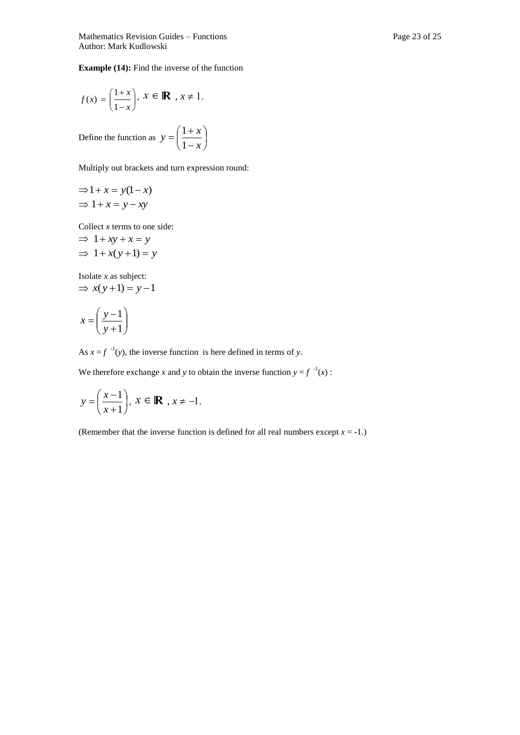**Example (14):** Find the inverse of the function

$$f(x) = \left(\frac{1+x}{1-x}\right), \; x \in \mathbb{R}\;, x \neq 1.$$

Define the function as $y = \left(\frac{1+x}{1-x}\right)$

Multiply out brackets and turn expression round:

$$\Rightarrow 1 + x = y(1-x)$$
$$\Rightarrow 1 + x = y - xy$$

Collect *x* terms to one side:

$$\Rightarrow\; 1 + xy + x = y$$
$$\Rightarrow\; 1 + x(y+1) = y$$

Isolate *x* as subject:

$$\Rightarrow\; x(y+1) = y - 1$$

$$x = \left(\frac{y-1}{y+1}\right)$$

As $x = f^{-1}(y)$, the inverse function is here defined in terms of *y*.

We therefore exchange *x* and *y* to obtain the inverse function $y = f^{-1}(x)$ :

$$y = \left(\frac{x-1}{x+1}\right), \; x \in \mathbb{R}\;, x \neq -1.$$

(Remember that the inverse function is defined for all real numbers except $x = -1$.)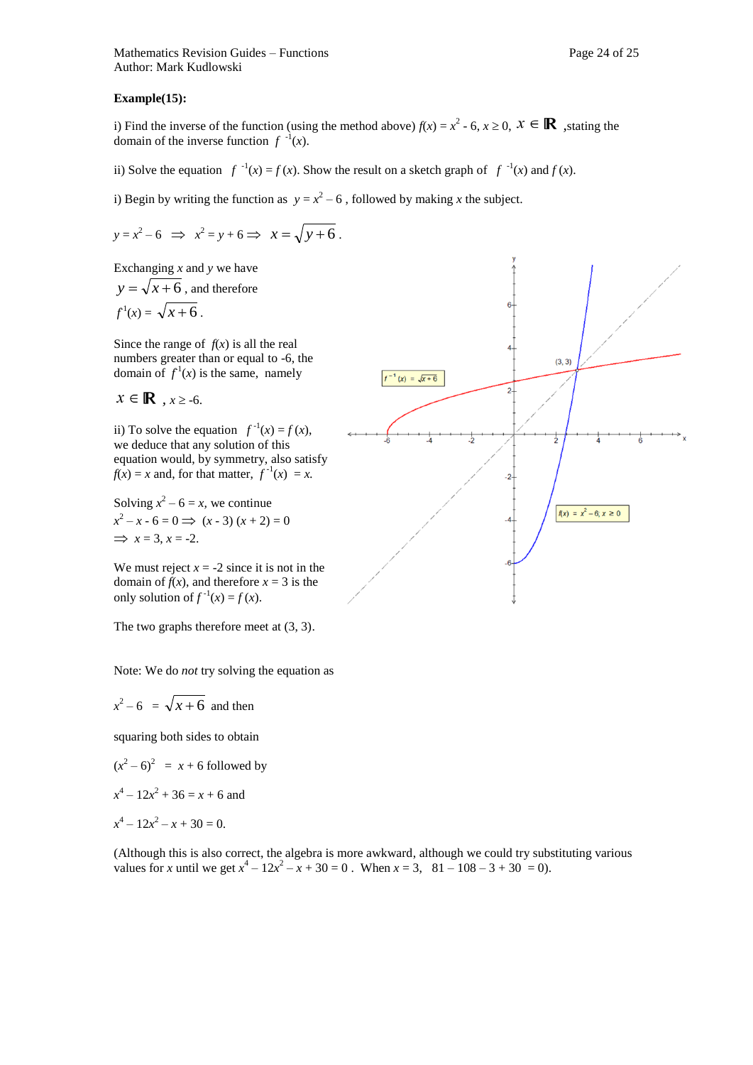**Example(15):**

i) Find the inverse of the function (using the method above) $f(x) = x^2 - 6$, $x \geq 0$, $x \in \mathbb{R}$ ,stating the domain of the inverse function $f^{-1}(x)$.

ii) Solve the equation $f^{-1}(x) = f(x)$. Show the result on a sketch graph of $f^{-1}(x)$ and $f(x)$.

i) Begin by writing the function as $y = x^2 - 6$ , followed by making $x$ the subject.

$$y = x^2 - 6 \;\Rightarrow\; x^2 = y + 6 \Rightarrow\; x = \sqrt{y+6}.$$

Exchanging $x$ and $y$ we have

$y = \sqrt{x+6}$ , and therefore

$f^{-1}(x) = \sqrt{x+6}$ .

Since the range of $f(x)$ is all the real numbers greater than or equal to -6, the domain of $f^{-1}(x)$ is the same, namely

$x \in \mathbb{R}$ , $x \geq -6$.

ii) To solve the equation $f^{-1}(x) = f(x)$, we deduce that any solution of this equation would, by symmetry, also satisfy $f(x) = x$ and, for that matter, $f^{-1}(x) = x$.

Solving $x^2 - 6 = x$, we continue

$x^2 - x - 6 = 0 \Rightarrow (x - 3)(x + 2) = 0$

$\Rightarrow x = 3, x = -2.$

We must reject $x = -2$ since it is not in the domain of $f(x)$, and therefore $x = 3$ is the only solution of $f^{-1}(x) = f(x)$.

The two graphs therefore meet at (3, 3).

Note: We do *not* try solving the equation as

$x^2 - 6 = \sqrt{x+6}$ and then

squaring both sides to obtain

$(x^2 - 6)^2 = x + 6$ followed by

$x^4 - 12x^2 + 36 = x + 6$ and

$x^4 - 12x^2 - x + 30 = 0.$

(Although this is also correct, the algebra is more awkward, although we could try substituting various values for $x$ until we get $x^4 - 12x^2 - x + 30 = 0$ . When $x = 3$, $81 - 108 - 3 + 30 = 0$).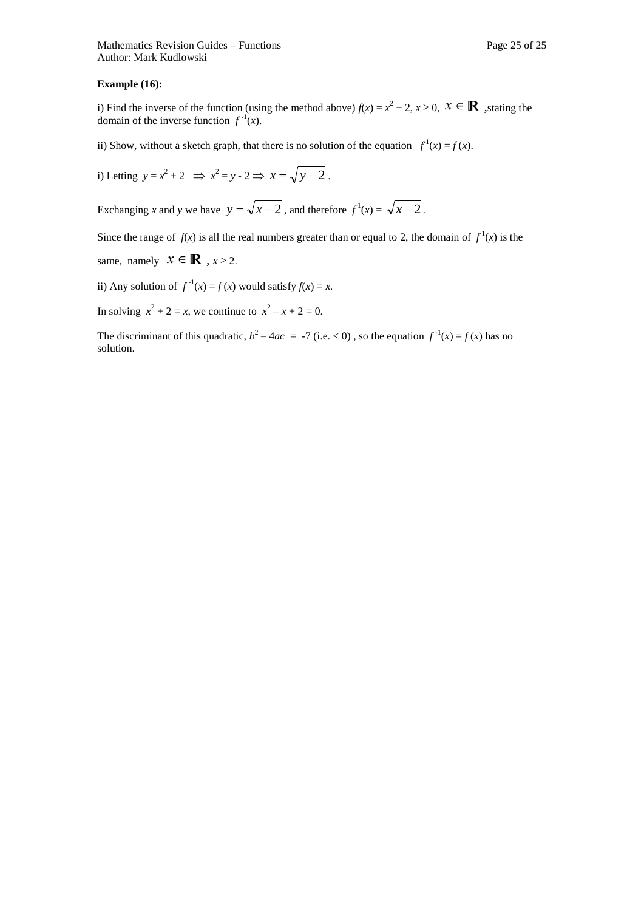**Example (16):**

i) Find the inverse of the function (using the method above) $f(x) = x^2 + 2$, $x \geq 0$, $x \in \mathbb{R}$ ,stating the domain of the inverse function $f^{-1}(x)$.

ii) Show, without a sketch graph, that there is no solution of the equation $f^{-1}(x) = f(x)$.

i) Letting $y = x^2 + 2 \Rightarrow x^2 = y - 2 \Rightarrow x = \sqrt{y-2}$ .

Exchanging $x$ and $y$ we have $y = \sqrt{x-2}$ , and therefore $f^{-1}(x) = \sqrt{x-2}$ .

Since the range of $f(x)$ is all the real numbers greater than or equal to 2, the domain of $f^{-1}(x)$ is the same, namely $x \in \mathbb{R}$ , $x \geq 2$.

ii) Any solution of $f^{-1}(x) = f(x)$ would satisfy $f(x) = x$.

In solving $x^2 + 2 = x$, we continue to $x^2 - x + 2 = 0$.

The discriminant of this quadratic, $b^2 - 4ac = -7$ (i.e. $< 0$) , so the equation $f^{-1}(x) = f(x)$ has no solution.